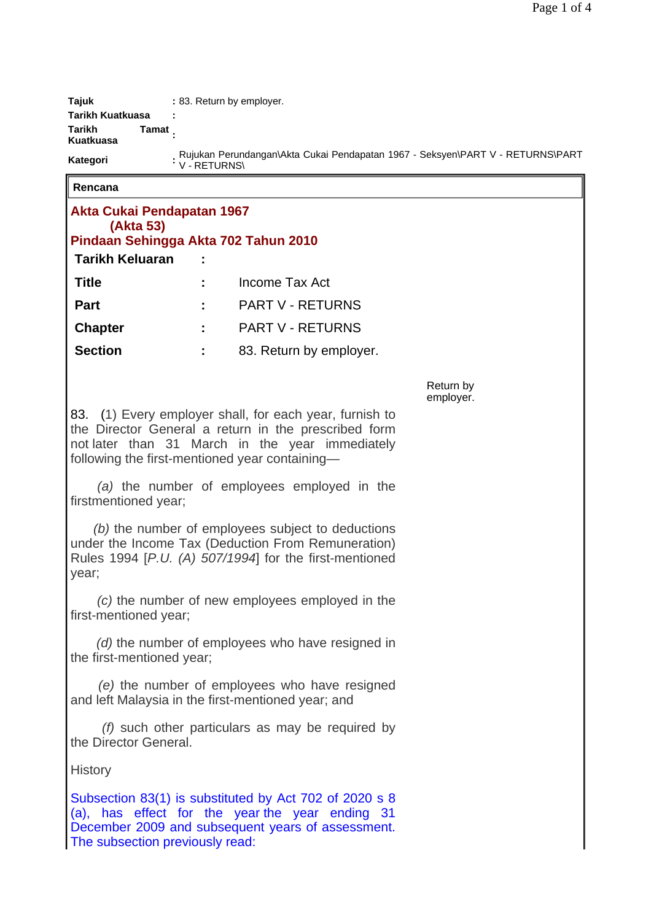| | |
|---|---|
| **Tajuk** | : 83. Return by employer. |
| **Tarikh Kuatkuasa** | : |
| **Tarikh Tamat Kuatkuasa** | : |
| **Kategori** | : Rujukan Perundangan\Akta Cukai Pendapatan 1967 - Seksyen\PART V - RETURNS\PART V - RETURNS\ |

**Rencana**

## Akta Cukai Pendapatan 1967 (Akta 53)

## Pindaan Sehingga Akta 702 Tahun 2010

| | | |
|---|---|---|
| **Tarikh Keluaran** | **:** | |
| **Title** | **:** | Income Tax Act |
| **Part** | **:** | PART V - RETURNS |
| **Chapter** | **:** | PART V - RETURNS |
| **Section** | **:** | 83. Return by employer. |

Return by employer.

83. (1) Every employer shall, for each year, furnish to the Director General a return in the prescribed form not later than 31 March in the year immediately following the first-mentioned year containing—

*(a)* the number of employees employed in the firstmentioned year;

*(b)* the number of employees subject to deductions under the Income Tax (Deduction From Remuneration) Rules 1994 [*P.U. (A) 507/1994*] for the first-mentioned year;

*(c)* the number of new employees employed in the first-mentioned year;

*(d)* the number of employees who have resigned in the first-mentioned year;

*(e)* the number of employees who have resigned and left Malaysia in the first-mentioned year; and

*(f)* such other particulars as may be required by the Director General.

History

Subsection 83(1) is substituted by Act 702 of 2020 s 8 (a), has effect for the year the year ending 31 December 2009 and subsequent years of assessment. The subsection previously read: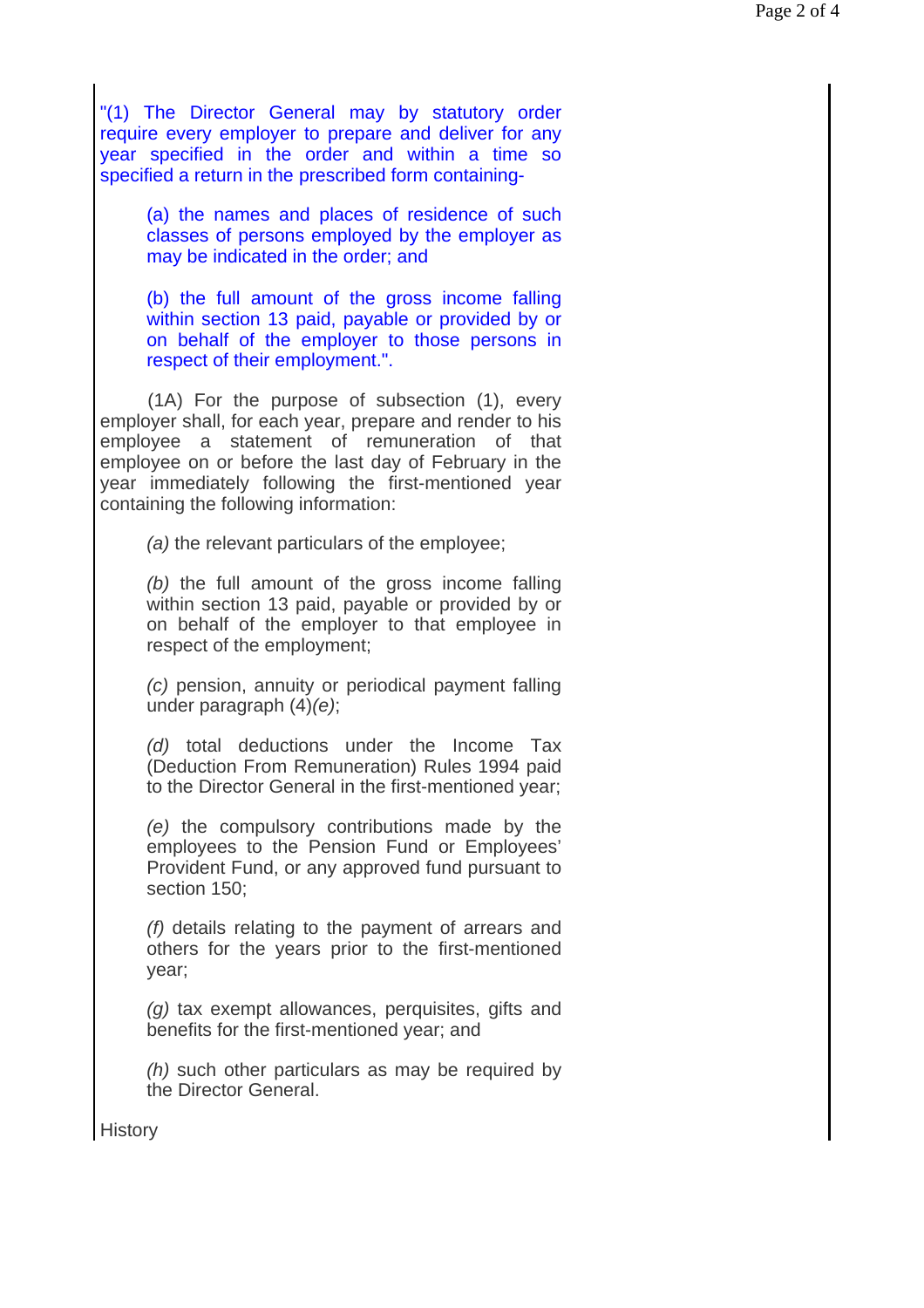"(1) The Director General may by statutory order require every employer to prepare and deliver for any year specified in the order and within a time so specified a return in the prescribed form containing-

> (a) the names and places of residence of such classes of persons employed by the employer as may be indicated in the order; and
>
> (b) the full amount of the gross income falling within section 13 paid, payable or provided by or on behalf of the employer to those persons in respect of their employment.".

(1A) For the purpose of subsection (1), every employer shall, for each year, prepare and render to his employee a statement of remuneration of that employee on or before the last day of February in the year immediately following the first-mentioned year containing the following information:

> *(a)* the relevant particulars of the employee;
>
> *(b)* the full amount of the gross income falling within section 13 paid, payable or provided by or on behalf of the employer to that employee in respect of the employment;
>
> *(c)* pension, annuity or periodical payment falling under paragraph (4)*(e)*;
>
> *(d)* total deductions under the Income Tax (Deduction From Remuneration) Rules 1994 paid to the Director General in the first-mentioned year;
>
> *(e)* the compulsory contributions made by the employees to the Pension Fund or Employees' Provident Fund, or any approved fund pursuant to section 150;
>
> *(f)* details relating to the payment of arrears and others for the years prior to the first-mentioned year;
>
> *(g)* tax exempt allowances, perquisites, gifts and benefits for the first-mentioned year; and
>
> *(h)* such other particulars as may be required by the Director General.

History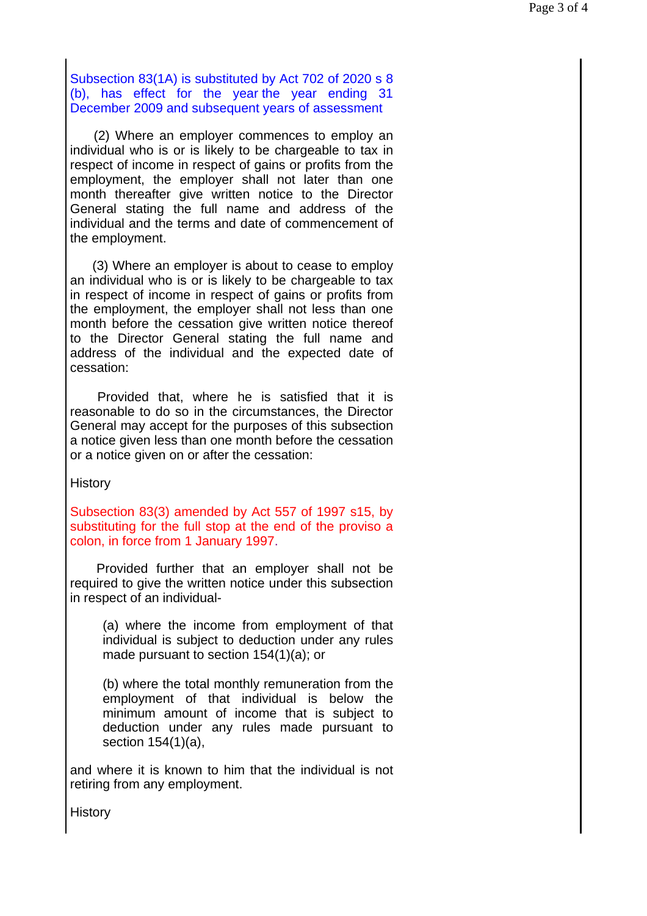Subsection 83(1A) is substituted by Act 702 of 2020 s 8 (b), has effect for the year the year ending 31 December 2009 and subsequent years of assessment

(2) Where an employer commences to employ an individual who is or is likely to be chargeable to tax in respect of income in respect of gains or profits from the employment, the employer shall not later than one month thereafter give written notice to the Director General stating the full name and address of the individual and the terms and date of commencement of the employment.

(3) Where an employer is about to cease to employ an individual who is or is likely to be chargeable to tax in respect of income in respect of gains or profits from the employment, the employer shall not less than one month before the cessation give written notice thereof to the Director General stating the full name and address of the individual and the expected date of cessation:

Provided that, where he is satisfied that it is reasonable to do so in the circumstances, the Director General may accept for the purposes of this subsection a notice given less than one month before the cessation or a notice given on or after the cessation:

History

Subsection 83(3) amended by Act 557 of 1997 s15, by substituting for the full stop at the end of the proviso a colon, in force from 1 January 1997.

Provided further that an employer shall not be required to give the written notice under this subsection in respect of an individual-

(a) where the income from employment of that individual is subject to deduction under any rules made pursuant to section 154(1)(a); or

(b) where the total monthly remuneration from the employment of that individual is below the minimum amount of income that is subject to deduction under any rules made pursuant to section 154(1)(a),

and where it is known to him that the individual is not retiring from any employment.

History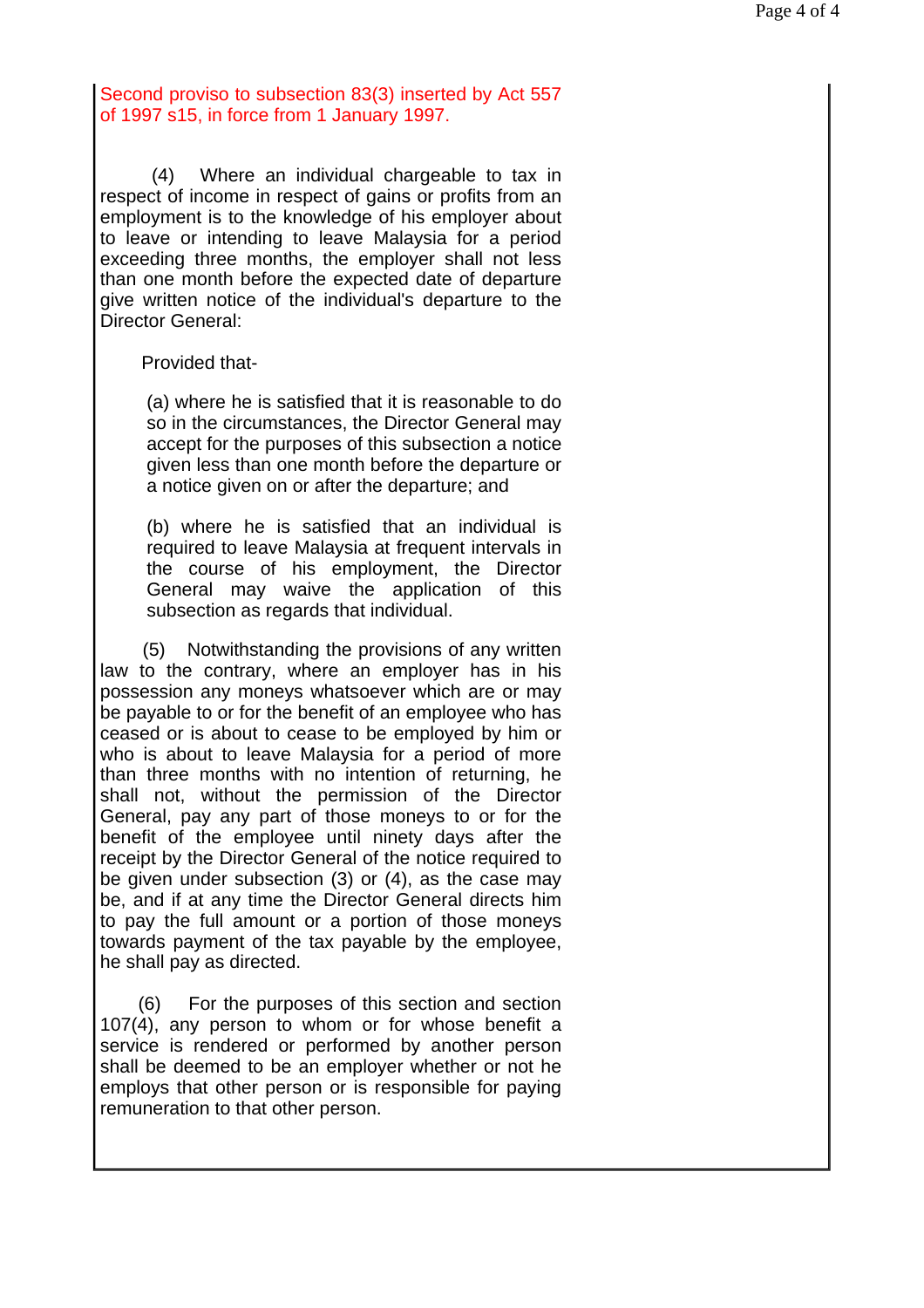Second proviso to subsection 83(3) inserted by Act 557 of 1997 s15, in force from 1 January 1997.

(4) Where an individual chargeable to tax in respect of income in respect of gains or profits from an employment is to the knowledge of his employer about to leave or intending to leave Malaysia for a period exceeding three months, the employer shall not less than one month before the expected date of departure give written notice of the individual's departure to the Director General:

Provided that-

(a) where he is satisfied that it is reasonable to do so in the circumstances, the Director General may accept for the purposes of this subsection a notice given less than one month before the departure or a notice given on or after the departure; and

(b) where he is satisfied that an individual is required to leave Malaysia at frequent intervals in the course of his employment, the Director General may waive the application of this subsection as regards that individual.

(5) Notwithstanding the provisions of any written law to the contrary, where an employer has in his possession any moneys whatsoever which are or may be payable to or for the benefit of an employee who has ceased or is about to cease to be employed by him or who is about to leave Malaysia for a period of more than three months with no intention of returning, he shall not, without the permission of the Director General, pay any part of those moneys to or for the benefit of the employee until ninety days after the receipt by the Director General of the notice required to be given under subsection (3) or (4), as the case may be, and if at any time the Director General directs him to pay the full amount or a portion of those moneys towards payment of the tax payable by the employee, he shall pay as directed.

(6) For the purposes of this section and section 107(4), any person to whom or for whose benefit a service is rendered or performed by another person shall be deemed to be an employer whether or not he employs that other person or is responsible for paying remuneration to that other person.